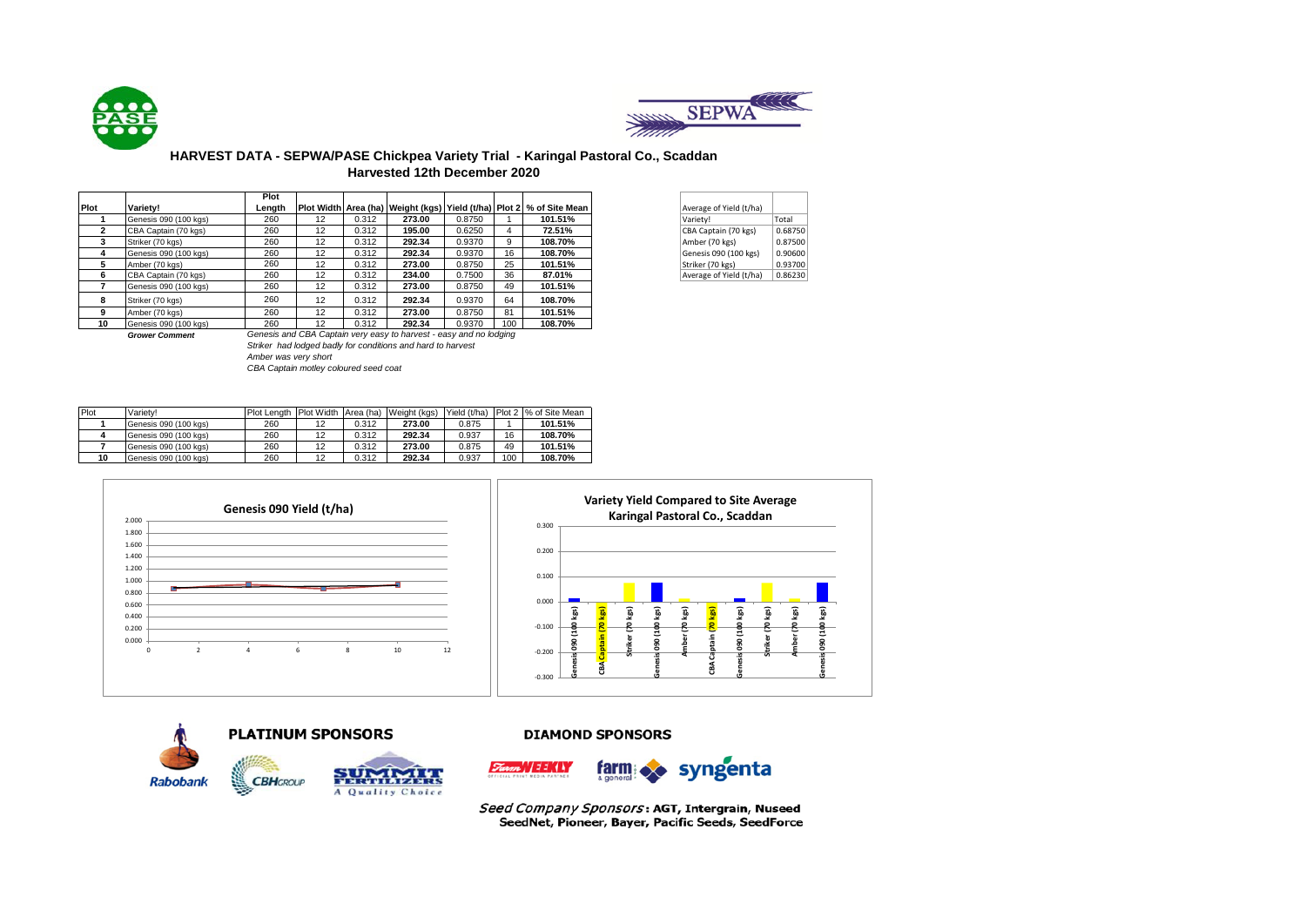## HARVEST DATA - SEPWA/PASE Chickpea Variety Trial - Karingal Pastoral Co., Scaddan
### Harvested 12th December 2020

| Plot | Variety! | Plot Length | Plot Width | Area (ha) | Weight (kgs) | Yield (t/ha) | Plot 2 | % of Site Mean |
|---|---|---|---|---|---|---|---|---|
| 1 | Genesis 090 (100 kgs) | 260 | 12 | 0.312 | **273.00** | 0.8750 | 1 | **101.51%** |
| 2 | CBA Captain (70 kgs) | 260 | 12 | 0.312 | **195.00** | 0.6250 | 4 | **72.51%** |
| 3 | Striker (70 kgs) | 260 | 12 | 0.312 | **292.34** | 0.9370 | 9 | **108.70%** |
| 4 | Genesis 090 (100 kgs) | 260 | 12 | 0.312 | **292.34** | 0.9370 | 16 | **108.70%** |
| 5 | Amber (70 kgs) | 260 | 12 | 0.312 | **273.00** | 0.8750 | 25 | **101.51%** |
| 6 | CBA Captain (70 kgs) | 260 | 12 | 0.312 | **234.00** | 0.7500 | 36 | **87.01%** |
| 7 | Genesis 090 (100 kgs) | 260 | 12 | 0.312 | **273.00** | 0.8750 | 49 | **101.51%** |
| 8 | Striker (70 kgs) | 260 | 12 | 0.312 | **292.34** | 0.9370 | 64 | **108.70%** |
| 9 | Amber (70 kgs) | 260 | 12 | 0.312 | **273.00** | 0.8750 | 81 | **101.51%** |
| 10 | Genesis 090 (100 kgs) | 260 | 12 | 0.312 | **292.34** | 0.9370 | 100 | **108.70%** |

***Grower Comment***

*Genesis and CBA Captain very easy to harvest - easy and no lodging*
*Striker had lodged badly for conditions and hard to harvest*
*Amber was very short*
*CBA Captain motley coloured seed coat*

| Average of Yield (t/ha) | |
|---|---|
| Variety! | Total |
| CBA Captain (70 kgs) | 0.68750 |
| Amber (70 kgs) | 0.87500 |
| Genesis 090 (100 kgs) | 0.90600 |
| Striker (70 kgs) | 0.93700 |
| Average of Yield (t/ha) | 0.86230 |

| Plot | Variety! | Plot Length | Plot Width | Area (ha) | Weight (kgs) | Yield (t/ha) | Plot 2 | % of Site Mean |
|---|---|---|---|---|---|---|---|---|
| 1 | Genesis 090 (100 kgs) | 260 | 12 | 0.312 | **273.00** | 0.875 | 1 | **101.51%** |
| 4 | Genesis 090 (100 kgs) | 260 | 12 | 0.312 | **292.34** | 0.937 | 16 | **108.70%** |
| 7 | Genesis 090 (100 kgs) | 260 | 12 | 0.312 | **273.00** | 0.875 | 49 | **101.51%** |
| 10 | Genesis 090 (100 kgs) | 260 | 12 | 0.312 | **292.34** | 0.937 | 100 | **108.70%** |

**Genesis 090 Yield (t/ha)**

**Variety Yield Compared to Site Average**
**Karingal Pastoral Co., Scaddan**

**PLATINUM SPONSORS**

Rabobank, CBH Group, Summit Fertilizers

**DIAMOND SPONSORS**

Farm Weekly, farm & general, syngenta

*Seed Company Sponsors*: **AGT, Intergrain, Nuseed SeedNet, Pioneer, Bayer, Pacific Seeds, SeedForce**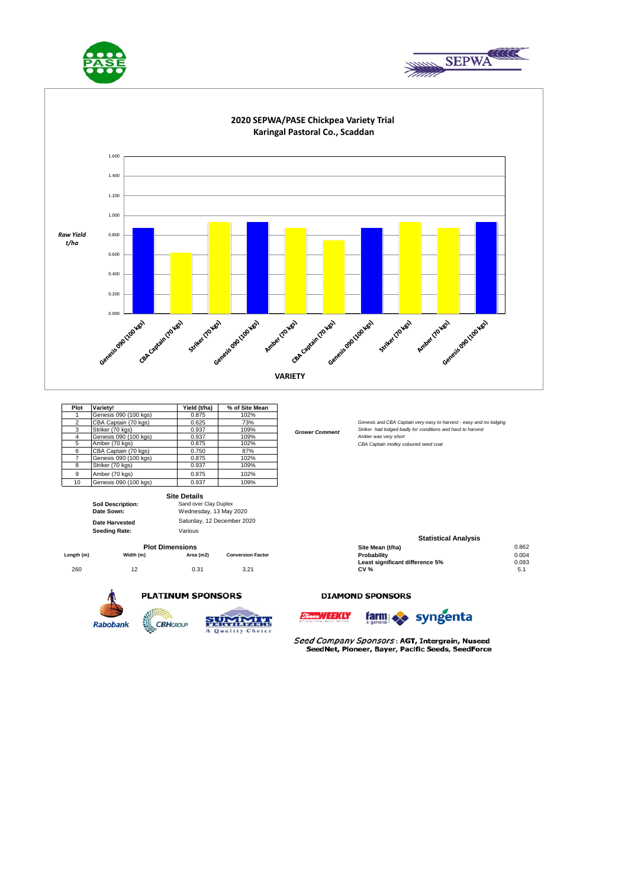# 2020 SEPWA/PASE Chickpea Variety Trial
## Karingal Pastoral Co., Scaddan

*Raw Yield t/ha*

VARIETY

| Plot | Variety! | Yield (t/ha) | % of Site Mean |
|---|---|---|---|
| 1 | Genesis 090 (100 kgs) | 0.875 | 102% |
| 2 | CBA Captain (70 kgs) | 0.625 | 73% |
| 3 | Striker (70 kgs) | 0.937 | 109% |
| 4 | Genesis 090 (100 kgs) | 0.937 | 109% |
| 5 | Amber (70 kgs) | 0.875 | 102% |
| 6 | CBA Captain (70 kgs) | 0.750 | 87% |
| 7 | Genesis 090 (100 kgs) | 0.875 | 102% |
| 8 | Striker (70 kgs) | 0.937 | 109% |
| 9 | Amber (70 kgs) | 0.875 | 102% |
| 10 | Genesis 090 (100 kgs) | 0.937 | 109% |

***Grower Comment***

*Genesis and CBA Captain very easy to harvest - easy and no lodging*
*Striker had lodged badly for conditions and hard to harvest*
*Amber was very short*
*CBA Captain motley coloured seed coat*

### Site Details

| | |
|---|---|
| **Soil Description:** | Sand over Clay Duplex |
| **Date Sown:** | Wednesday, 13 May 2020 |
| **Date Harvested** | Saturday, 12 December 2020 |
| **Seeding Rate:** | Various |

### Plot Dimensions

| Length (m) | Width (m) | Area (m2) | Conversion Factor |
|---|---|---|---|
| 260 | 12 | 0.31 | 3.21 |

### Statistical Analysis

| | |
|---|---|
| **Site Mean (t/ha)** | 0.862 |
| **Probability** | 0.004 |
| **Least significant difference 5%** | 0.093 |
| **CV %** | 5.1 |

**PLATINUM SPONSORS**

**DIAMOND SPONSORS**

*Seed Company Sponsors* : **AGT, Intergrain, Nuseed SeedNet, Pioneer, Bayer, Pacific Seeds, SeedForce**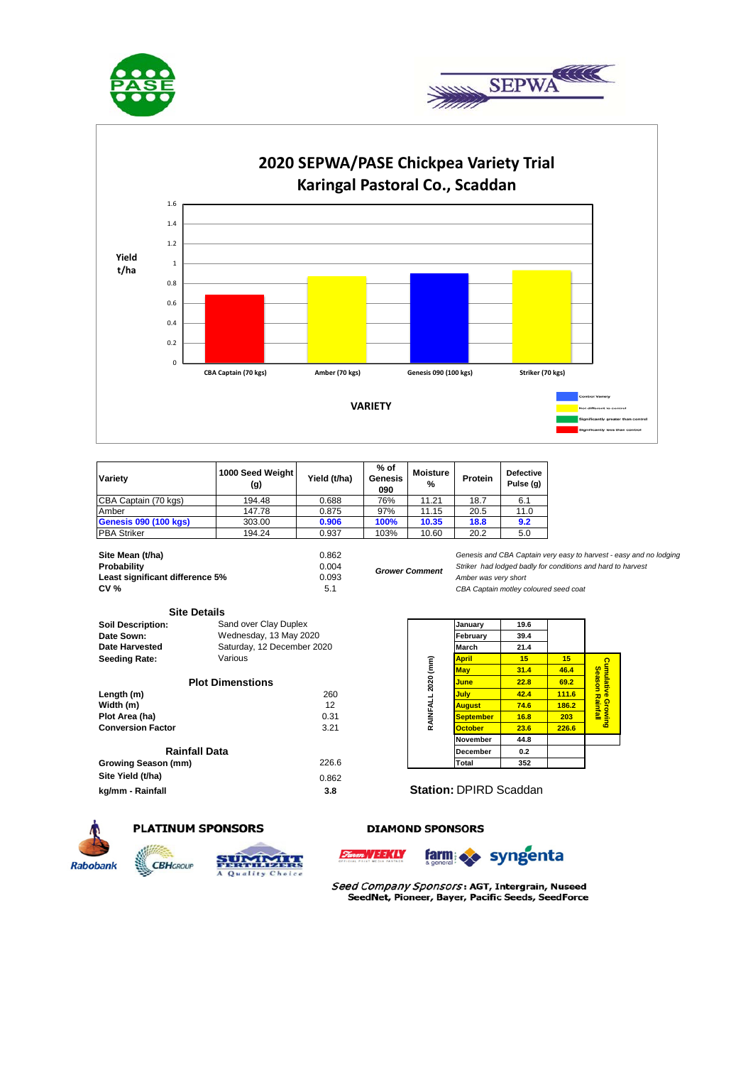# 2020 SEPWA/PASE Chickpea Variety Trial
## Karingal Pastoral Co., Scaddan

Yield t/ha

1.6
1.4
1.2
1
0.8
0.6
0.4
0.2
0

CBA Captain (70 kgs)
Amber (70 kgs)
Genesis 090 (100 kgs)
Striker (70 kgs)

VARIETY

Control Variety
Not different to control
Significantly greater than control
Significantly less than control

| Variety | 1000 Seed Weight (g) | Yield (t/ha) | % of Genesis 090 | Moisture % | Protein | Defective Pulse (g) |
|---|---|---|---|---|---|---|
| CBA Captain (70 kgs) | 194.48 | 0.688 | 76% | 11.21 | 18.7 | 6.1 |
| Amber | 147.78 | 0.875 | 97% | 11.15 | 20.5 | 11.0 |
| **Genesis 090 (100 kgs)** | 303.00 | **0.906** | **100%** | **10.35** | **18.8** | **9.2** |
| PBA Striker | 194.24 | 0.937 | 103% | 10.60 | 20.2 | 5.0 |

| | |
|---|---|
| **Site Mean (t/ha)** | 0.862 |
| **Probability** | 0.004 |
| **Least significant difference 5%** | 0.093 |
| **CV %** | 5.1 |

***Grower Comment***

*Genesis and CBA Captain very easy to harvest - easy and no lodging*
*Striker had lodged badly for conditions and hard to harvest*
*Amber was very short*
*CBA Captain motley coloured seed coat*

### Site Details

| | |
|---|---|
| **Soil Description:** | Sand over Clay Duplex |
| **Date Sown:** | Wednesday, 13 May 2020 |
| **Date Harvested** | Saturday, 12 December 2020 |
| **Seeding Rate:** | Various |

### Plot Dimenstions

| | |
|---|---|
| **Length (m)** | 260 |
| **Width (m)** | 12 |
| **Plot Area (ha)** | 0.31 |
| **Conversion Factor** | 3.21 |

### Rainfall Data

| | |
|---|---|
| **Growing Season (mm)** | 226.6 |
| **Site Yield (t/ha)** | 0.862 |
| **kg/mm - Rainfall** | **3.8** |

**RAINFALL 2020 (mm)**

| Month | Rainfall | Cumulative Growing Season Rainfall |
|---|---|---|
| January | 19.6 | |
| February | 39.4 | |
| March | 21.4 | |
| April | 15 | 15 |
| May | 31.4 | 46.4 |
| June | 22.8 | 69.2 |
| July | 42.4 | 111.6 |
| August | 74.6 | 186.2 |
| September | 16.8 | 203 |
| October | 23.6 | 226.6 |
| November | 44.8 | |
| December | 0.2 | |
| Total | 352 | |

**Station:** DPIRD Scaddan

**PLATINUM SPONSORS**

Rabobank, CBH Group, Summit Fertilizers

**DIAMOND SPONSORS**

Farm Weekly, farm & general, syngenta

*Seed Company Sponsors*: **AGT, Intergrain, Nuseed SeedNet, Pioneer, Bayer, Pacific Seeds, SeedForce**